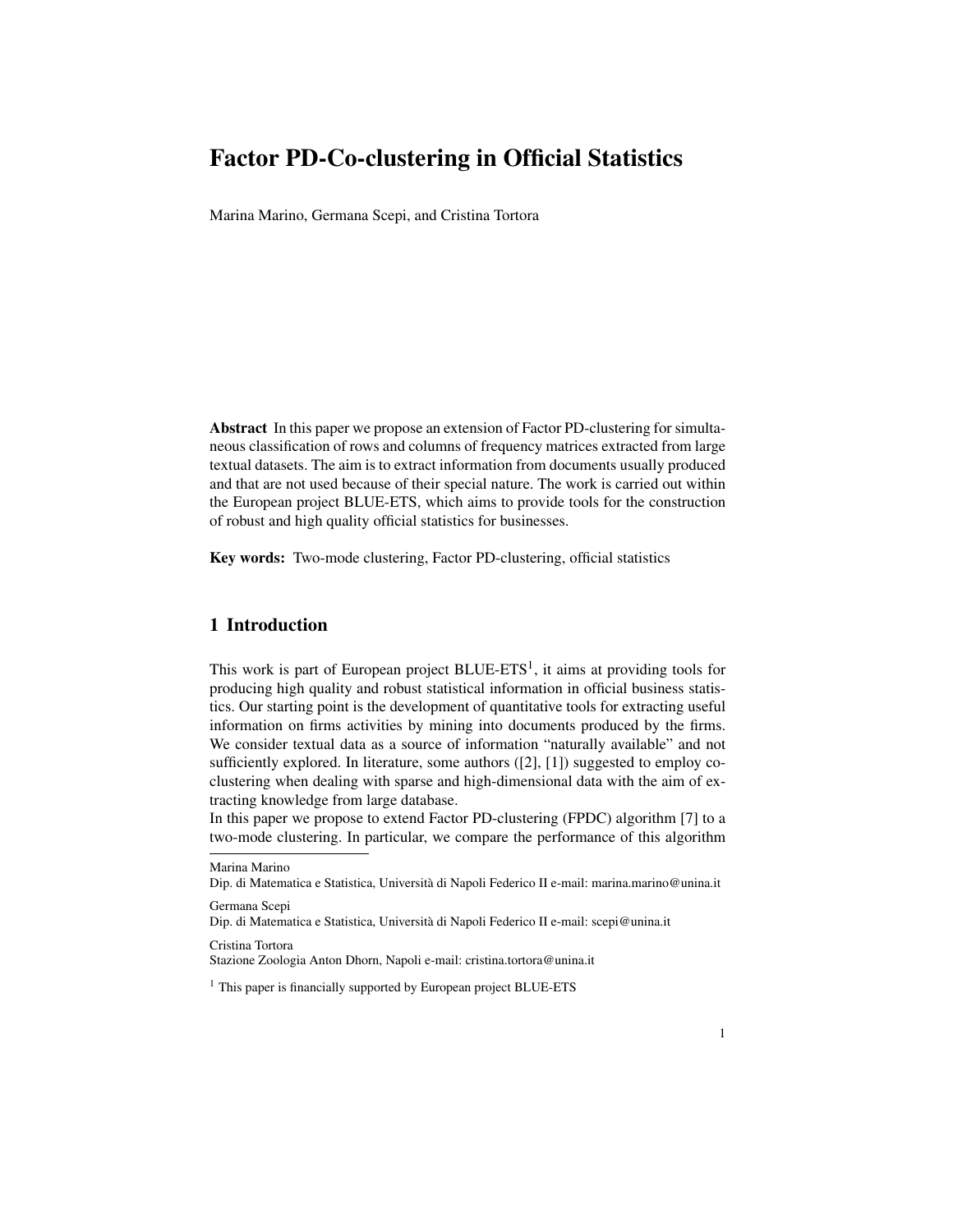# Factor PD-Co-clustering in Official Statistics

Marina Marino, Germana Scepi, and Cristina Tortora

**Abstract** In this paper we propose an extension of Factor PD-clustering for simultaneous classification of rows and columns of frequency matrices extracted from large textual datasets. The aim is to extract information from documents usually produced and that are not used because of their special nature. The work is carried out within the European project BLUE-ETS, which aims to provide tools for the construction of robust and high quality official statistics for businesses.

**Key words:** Two-mode clustering, Factor PD-clustering, official statistics

## 1 Introduction

This work is part of European project BLUE-ETS[1], it aims at providing tools for producing high quality and robust statistical information in official business statistics. Our starting point is the development of quantitative tools for extracting useful information on firms activities by mining into documents produced by the firms. We consider textual data as a source of information "naturally available" and not sufficiently explored. In literature, some authors ([2], [1]) suggested to employ co-clustering when dealing with sparse and high-dimensional data with the aim of extracting knowledge from large database.

In this paper we propose to extend Factor PD-clustering (FPDC) algorithm [7] to a two-mode clustering. In particular, we compare the performance of this algorithm

---

Marina Marino
Dip. di Matematica e Statistica, Università di Napoli Federico II e-mail: marina.marino@unina.it

Germana Scepi
Dip. di Matematica e Statistica, Università di Napoli Federico II e-mail: scepi@unina.it

Cristina Tortora
Stazione Zoologia Anton Dhorn, Napoli e-mail: cristina.tortora@unina.it

[1] This paper is financially supported by European project BLUE-ETS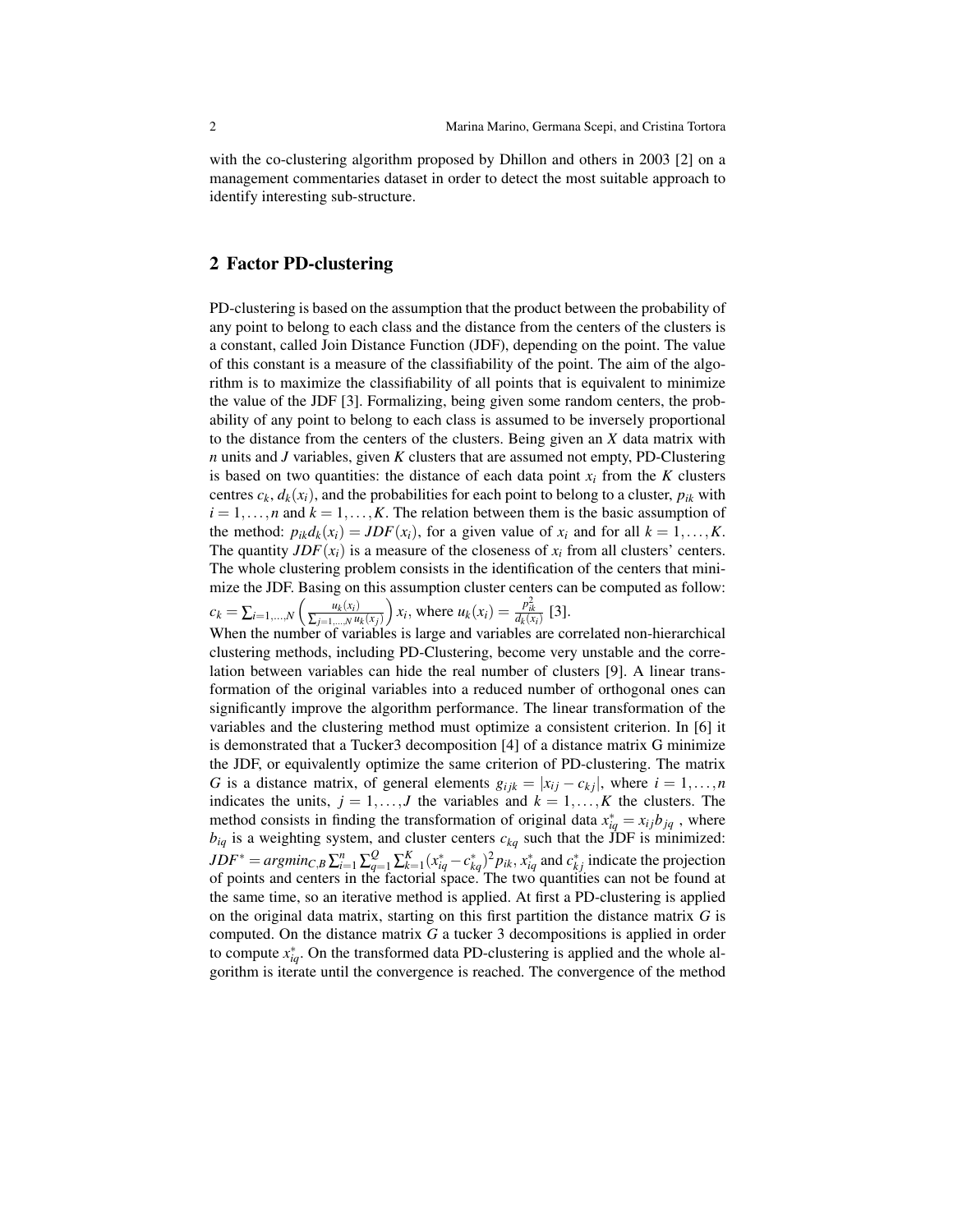with the co-clustering algorithm proposed by Dhillon and others in 2003 [2] on a management commentaries dataset in order to detect the most suitable approach to identify interesting sub-structure.

## 2 Factor PD-clustering

PD-clustering is based on the assumption that the product between the probability of any point to belong to each class and the distance from the centers of the clusters is a constant, called Join Distance Function (JDF), depending on the point. The value of this constant is a measure of the classifiability of the point. The aim of the algorithm is to maximize the classifiability of all points that is equivalent to minimize the value of the JDF [3]. Formalizing, being given some random centers, the probability of any point to belong to each class is assumed to be inversely proportional to the distance from the centers of the clusters. Being given an $X$ data matrix with $n$ units and $J$ variables, given $K$ clusters that are assumed not empty, PD-Clustering is based on two quantities: the distance of each data point $x_i$ from the $K$ clusters centres $c_k$, $d_k(x_i)$, and the probabilities for each point to belong to a cluster, $p_{ik}$ with $i = 1,\ldots,n$ and $k = 1,\ldots,K$. The relation between them is the basic assumption of the method: $p_{ik}d_k(x_i) = JDF(x_i)$, for a given value of $x_i$ and for all $k = 1,\ldots,K$. The quantity $JDF(x_i)$ is a measure of the closeness of $x_i$ from all clusters' centers. The whole clustering problem consists in the identification of the centers that minimize the JDF. Basing on this assumption cluster centers can be computed as follow: $c_k = \sum_{i=1,\ldots,N} \left( \frac{u_k(x_i)}{\sum_{j=1,\ldots,N} u_k(x_j)} \right) x_i$, where $u_k(x_i) = \frac{p_{ik}^2}{d_k(x_i)}$ [3].

When the number of variables is large and variables are correlated non-hierarchical clustering methods, including PD-Clustering, become very unstable and the correlation between variables can hide the real number of clusters [9]. A linear transformation of the original variables into a reduced number of orthogonal ones can significantly improve the algorithm performance. The linear transformation of the variables and the clustering method must optimize a consistent criterion. In [6] it is demonstrated that a Tucker3 decomposition [4] of a distance matrix G minimize the JDF, or equivalently optimize the same criterion of PD-clustering. The matrix $G$ is a distance matrix, of general elements $g_{ijk} = |x_{ij} - c_{kj}|$, where $i = 1,\ldots,n$ indicates the units, $j = 1,\ldots,J$ the variables and $k = 1,\ldots,K$ the clusters. The method consists in finding the transformation of original data $x^*_{iq} = x_{ij}b_{jq}$ , where $b_{iq}$ is a weighting system, and cluster centers $c_{kq}$ such that the JDF is minimized: $JDF^* = argmin_{C,B} \sum_{i=1}^{n} \sum_{q=1}^{Q} \sum_{k=1}^{K} (x^*_{iq} - c^*_{kq})^2 p_{ik}$, $x^*_{iq}$ and $c^*_{kj}$ indicate the projection of points and centers in the factorial space. The two quantities can not be found at the same time, so an iterative method is applied. At first a PD-clustering is applied on the original data matrix, starting on this first partition the distance matrix $G$ is computed. On the distance matrix $G$ a tucker 3 decompositions is applied in order to compute $x^*_{iq}$. On the transformed data PD-clustering is applied and the whole algorithm is iterate until the convergence is reached. The convergence of the method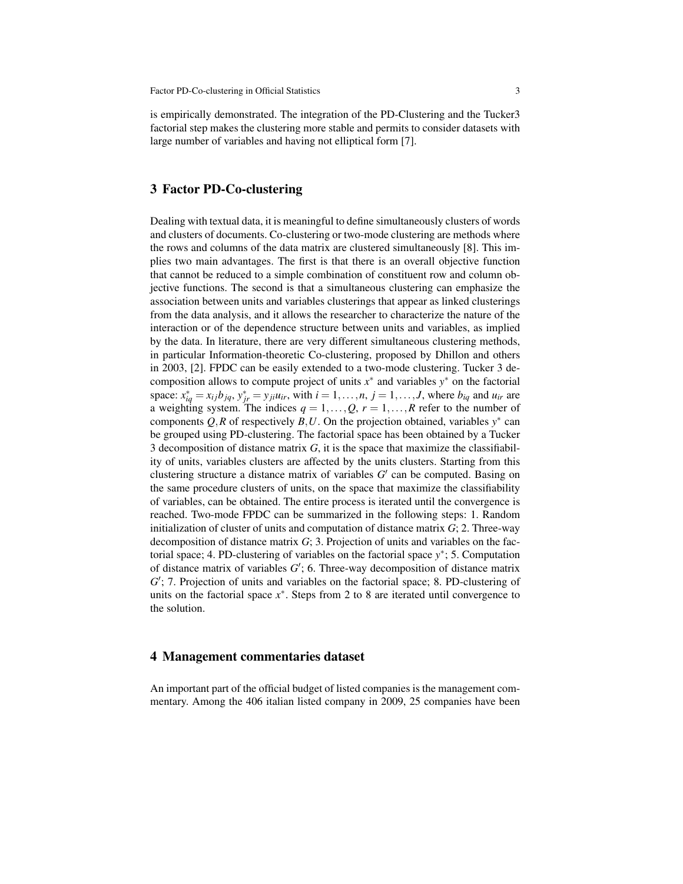is empirically demonstrated. The integration of the PD-Clustering and the Tucker3 factorial step makes the clustering more stable and permits to consider datasets with large number of variables and having not elliptical form [7].

## 3 Factor PD-Co-clustering

Dealing with textual data, it is meaningful to define simultaneously clusters of words and clusters of documents. Co-clustering or two-mode clustering are methods where the rows and columns of the data matrix are clustered simultaneously [8]. This implies two main advantages. The first is that there is an overall objective function that cannot be reduced to a simple combination of constituent row and column objective functions. The second is that a simultaneous clustering can emphasize the association between units and variables clusterings that appear as linked clusterings from the data analysis, and it allows the researcher to characterize the nature of the interaction or of the dependence structure between units and variables, as implied by the data. In literature, there are very different simultaneous clustering methods, in particular Information-theoretic Co-clustering, proposed by Dhillon and others in 2003, [2]. FPDC can be easily extended to a two-mode clustering. Tucker 3 decomposition allows to compute project of units $x^*$ and variables $y^*$ on the factorial space: $x^*_{iq} = x_{ij}b_{jq}$, $y^*_{jr} = y_{ji}u_{ir}$, with $i = 1,\ldots,n$, $j = 1,\ldots,J$, where $b_{iq}$ and $u_{ir}$ are a weighting system. The indices $q = 1,\ldots,Q$, $r = 1,\ldots,R$ refer to the number of components $Q,R$ of respectively $B,U$. On the projection obtained, variables $y^*$ can be grouped using PD-clustering. The factorial space has been obtained by a Tucker 3 decomposition of distance matrix $G$, it is the space that maximize the classifiability of units, variables clusters are affected by the units clusters. Starting from this clustering structure a distance matrix of variables $G'$ can be computed. Basing on the same procedure clusters of units, on the space that maximize the classifiability of variables, can be obtained. The entire process is iterated until the convergence is reached. Two-mode FPDC can be summarized in the following steps: 1. Random initialization of cluster of units and computation of distance matrix $G$; 2. Three-way decomposition of distance matrix $G$; 3. Projection of units and variables on the factorial space; 4. PD-clustering of variables on the factorial space $y^*$; 5. Computation of distance matrix of variables $G'$; 6. Three-way decomposition of distance matrix $G'$; 7. Projection of units and variables on the factorial space; 8. PD-clustering of units on the factorial space $x^*$. Steps from 2 to 8 are iterated until convergence to the solution.

## 4 Management commentaries dataset

An important part of the official budget of listed companies is the management commentary. Among the 406 italian listed company in 2009, 25 companies have been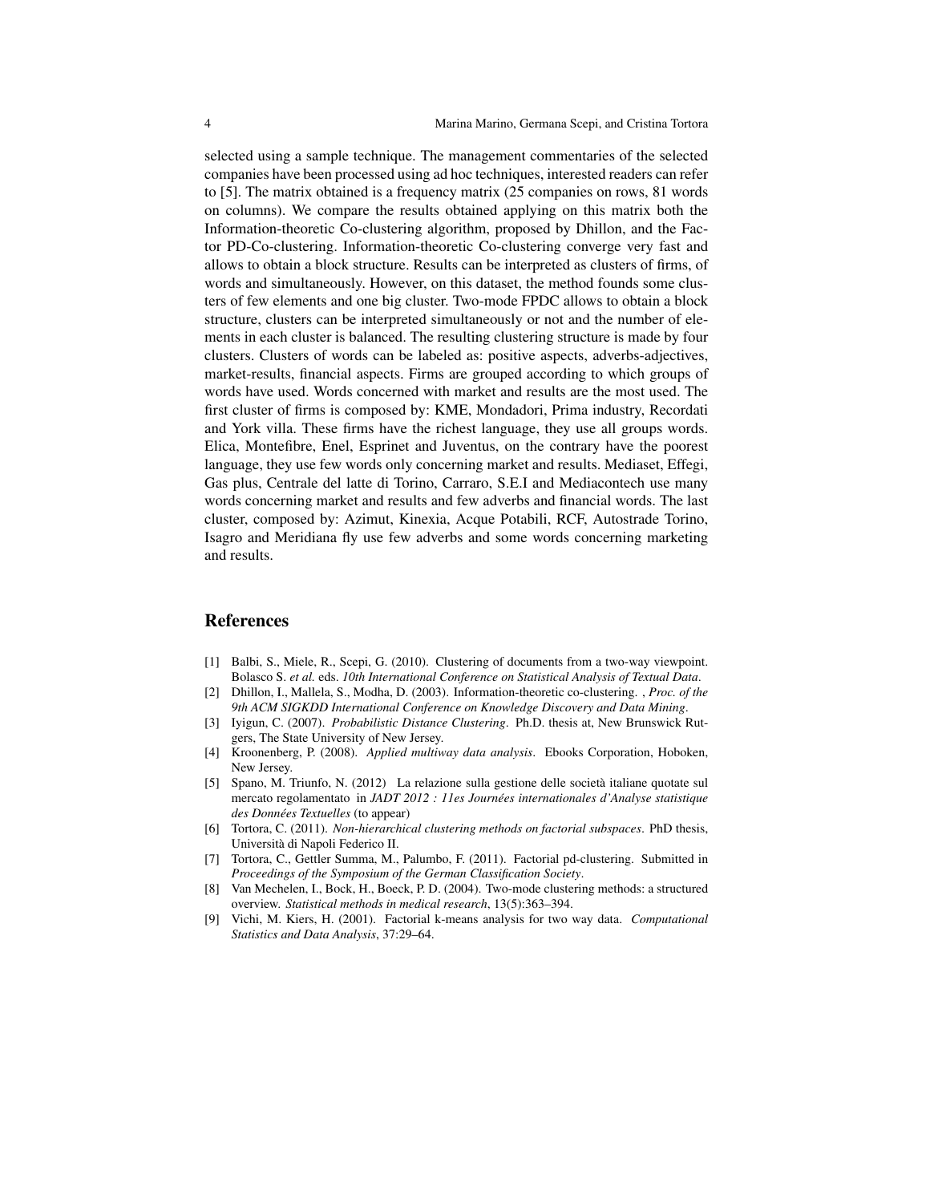selected using a sample technique. The management commentaries of the selected companies have been processed using ad hoc techniques, interested readers can refer to [5]. The matrix obtained is a frequency matrix (25 companies on rows, 81 words on columns). We compare the results obtained applying on this matrix both the Information-theoretic Co-clustering algorithm, proposed by Dhillon, and the Factor PD-Co-clustering. Information-theoretic Co-clustering converge very fast and allows to obtain a block structure. Results can be interpreted as clusters of firms, of words and simultaneously. However, on this dataset, the method founds some clusters of few elements and one big cluster. Two-mode FPDC allows to obtain a block structure, clusters can be interpreted simultaneously or not and the number of elements in each cluster is balanced. The resulting clustering structure is made by four clusters. Clusters of words can be labeled as: positive aspects, adverbs-adjectives, market-results, financial aspects. Firms are grouped according to which groups of words have used. Words concerned with market and results are the most used. The first cluster of firms is composed by: KME, Mondadori, Prima industry, Recordati and York villa. These firms have the richest language, they use all groups words. Elica, Montefibre, Enel, Esprinet and Juventus, on the contrary have the poorest language, they use few words only concerning market and results. Mediaset, Effegi, Gas plus, Centrale del latte di Torino, Carraro, S.E.I and Mediacontech use many words concerning market and results and few adverbs and financial words. The last cluster, composed by: Azimut, Kinexia, Acque Potabili, RCF, Autostrade Torino, Isagro and Meridiana fly use few adverbs and some words concerning marketing and results.

## References

[1] Balbi, S., Miele, R., Scepi, G. (2010). Clustering of documents from a two-way viewpoint. Bolasco S. *et al.* eds. *10th International Conference on Statistical Analysis of Textual Data*.

[2] Dhillon, I., Mallela, S., Modha, D. (2003). Information-theoretic co-clustering. , *Proc. of the 9th ACM SIGKDD International Conference on Knowledge Discovery and Data Mining*.

[3] Iyigun, C. (2007). *Probabilistic Distance Clustering*. Ph.D. thesis at, New Brunswick Rutgers, The State University of New Jersey.

[4] Kroonenberg, P. (2008). *Applied multiway data analysis*. Ebooks Corporation, Hoboken, New Jersey.

[5] Spano, M. Triunfo, N. (2012) La relazione sulla gestione delle società italiane quotate sul mercato regolamentato in *JADT 2012 : 11es Journées internationales d'Analyse statistique des Données Textuelles* (to appear)

[6] Tortora, C. (2011). *Non-hierarchical clustering methods on factorial subspaces*. PhD thesis, Università di Napoli Federico II.

[7] Tortora, C., Gettler Summa, M., Palumbo, F. (2011). Factorial pd-clustering. Submitted in *Proceedings of the Symposium of the German Classification Society*.

[8] Van Mechelen, I., Bock, H., Boeck, P. D. (2004). Two-mode clustering methods: a structured overview. *Statistical methods in medical research*, 13(5):363–394.

[9] Vichi, M. Kiers, H. (2001). Factorial k-means analysis for two way data. *Computational Statistics and Data Analysis*, 37:29–64.